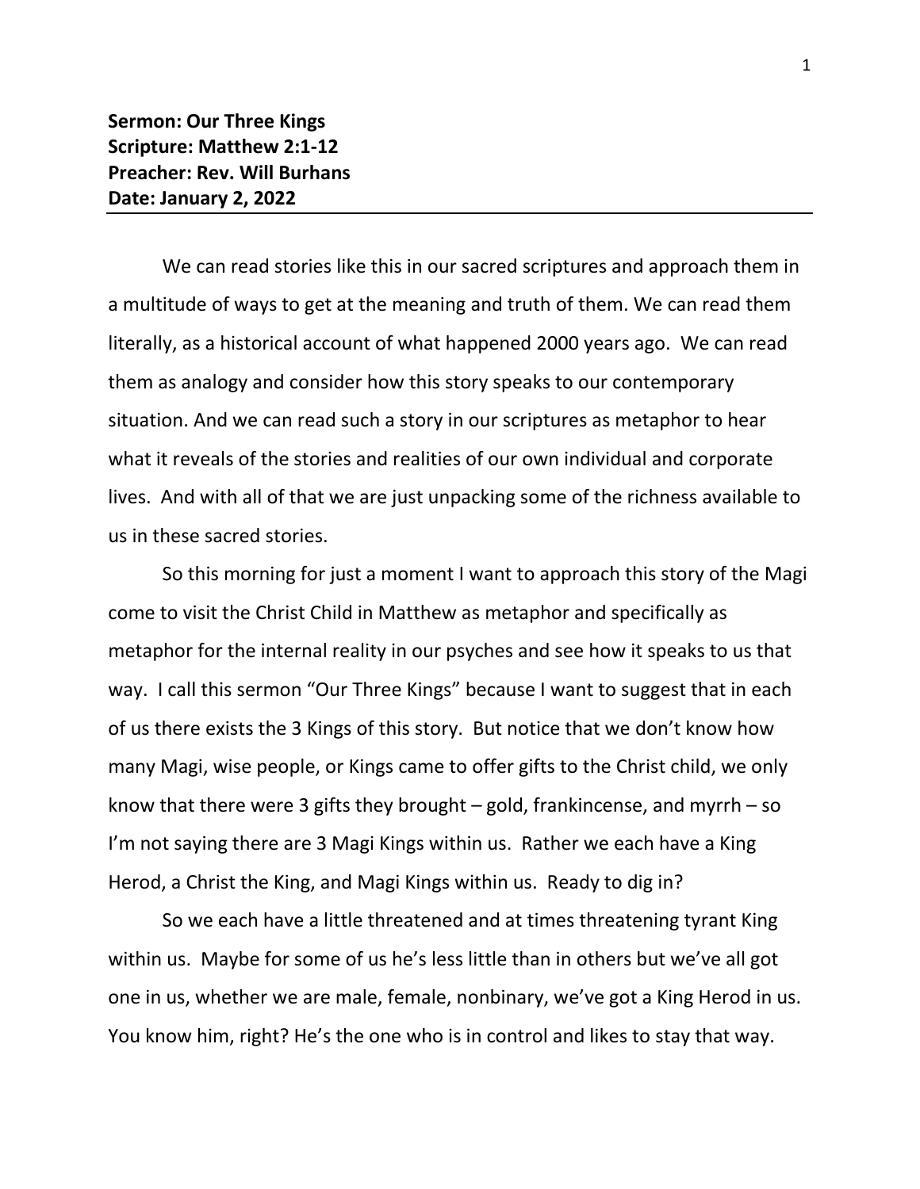**Sermon: Our Three Kings**
**Scripture: Matthew 2:1-12**
**Preacher: Rev. Will Burhans**
**Date: January 2, 2022**

---

We can read stories like this in our sacred scriptures and approach them in a multitude of ways to get at the meaning and truth of them. We can read them literally, as a historical account of what happened 2000 years ago. We can read them as analogy and consider how this story speaks to our contemporary situation. And we can read such a story in our scriptures as metaphor to hear what it reveals of the stories and realities of our own individual and corporate lives. And with all of that we are just unpacking some of the richness available to us in these sacred stories.

So this morning for just a moment I want to approach this story of the Magi come to visit the Christ Child in Matthew as metaphor and specifically as metaphor for the internal reality in our psyches and see how it speaks to us that way. I call this sermon "Our Three Kings" because I want to suggest that in each of us there exists the 3 Kings of this story. But notice that we don't know how many Magi, wise people, or Kings came to offer gifts to the Christ child, we only know that there were 3 gifts they brought – gold, frankincense, and myrrh – so I'm not saying there are 3 Magi Kings within us. Rather we each have a King Herod, a Christ the King, and Magi Kings within us. Ready to dig in?

So we each have a little threatened and at times threatening tyrant King within us. Maybe for some of us he's less little than in others but we've all got one in us, whether we are male, female, nonbinary, we've got a King Herod in us. You know him, right? He's the one who is in control and likes to stay that way.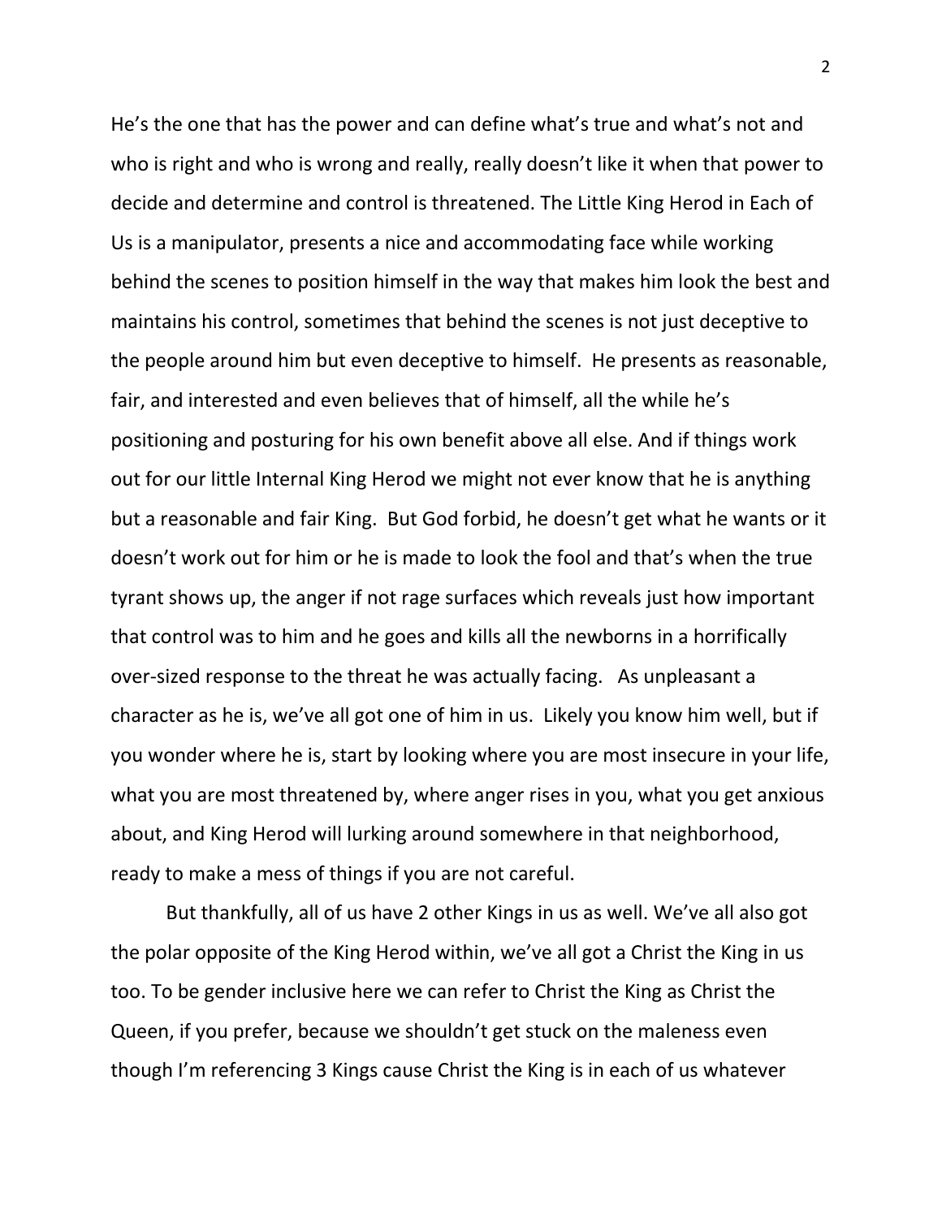He's the one that has the power and can define what's true and what's not and who is right and who is wrong and really, really doesn't like it when that power to decide and determine and control is threatened. The Little King Herod in Each of Us is a manipulator, presents a nice and accommodating face while working behind the scenes to position himself in the way that makes him look the best and maintains his control, sometimes that behind the scenes is not just deceptive to the people around him but even deceptive to himself. He presents as reasonable, fair, and interested and even believes that of himself, all the while he's positioning and posturing for his own benefit above all else. And if things work out for our little Internal King Herod we might not ever know that he is anything but a reasonable and fair King. But God forbid, he doesn't get what he wants or it doesn't work out for him or he is made to look the fool and that's when the true tyrant shows up, the anger if not rage surfaces which reveals just how important that control was to him and he goes and kills all the newborns in a horrifically over-sized response to the threat he was actually facing. As unpleasant a character as he is, we've all got one of him in us. Likely you know him well, but if you wonder where he is, start by looking where you are most insecure in your life, what you are most threatened by, where anger rises in you, what you get anxious about, and King Herod will lurking around somewhere in that neighborhood, ready to make a mess of things if you are not careful.

But thankfully, all of us have 2 other Kings in us as well. We've all also got the polar opposite of the King Herod within, we've all got a Christ the King in us too. To be gender inclusive here we can refer to Christ the King as Christ the Queen, if you prefer, because we shouldn't get stuck on the maleness even though I'm referencing 3 Kings cause Christ the King is in each of us whatever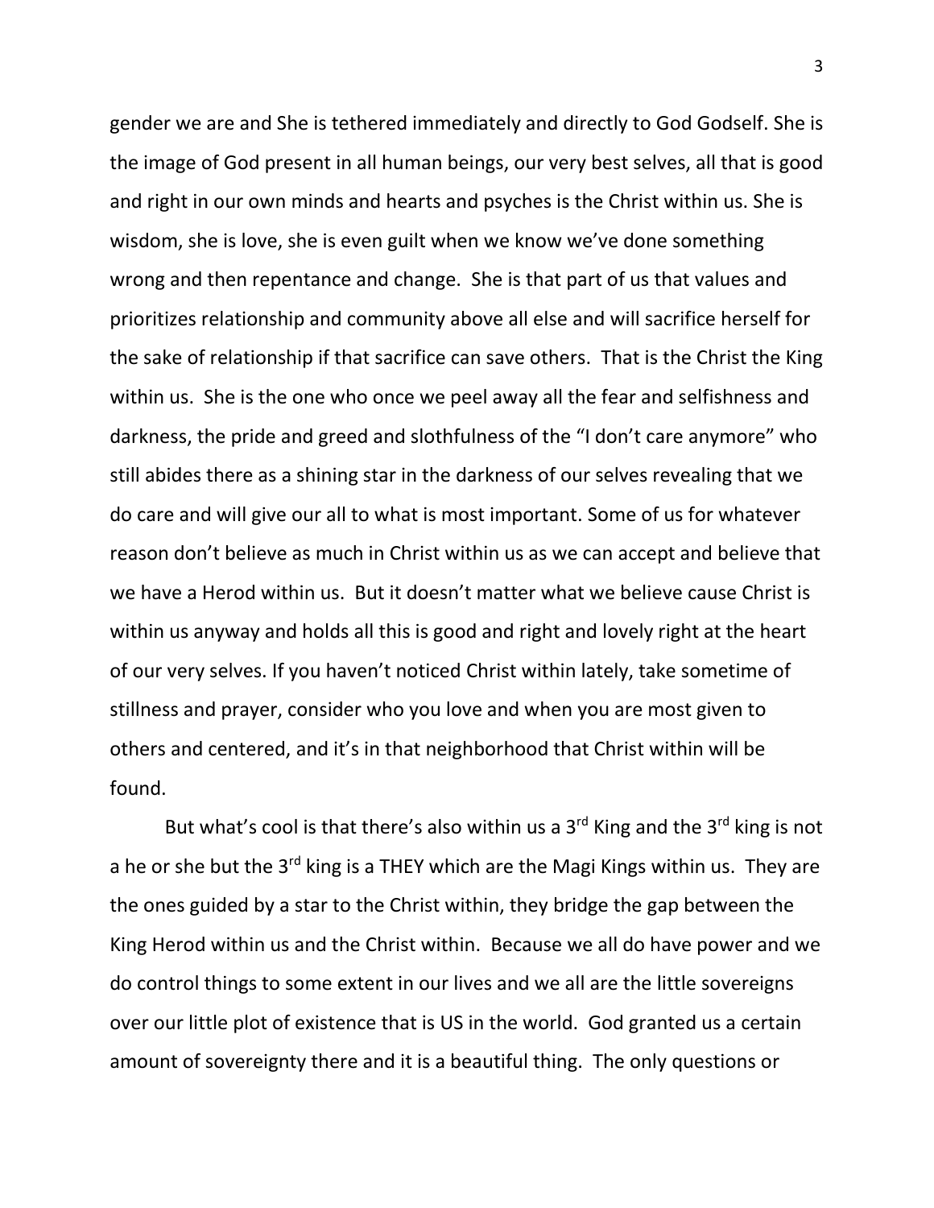gender we are and She is tethered immediately and directly to God Godself. She is the image of God present in all human beings, our very best selves, all that is good and right in our own minds and hearts and psyches is the Christ within us. She is wisdom, she is love, she is even guilt when we know we've done something wrong and then repentance and change. She is that part of us that values and prioritizes relationship and community above all else and will sacrifice herself for the sake of relationship if that sacrifice can save others. That is the Christ the King within us. She is the one who once we peel away all the fear and selfishness and darkness, the pride and greed and slothfulness of the "I don't care anymore" who still abides there as a shining star in the darkness of our selves revealing that we do care and will give our all to what is most important. Some of us for whatever reason don't believe as much in Christ within us as we can accept and believe that we have a Herod within us. But it doesn't matter what we believe cause Christ is within us anyway and holds all this is good and right and lovely right at the heart of our very selves. If you haven't noticed Christ within lately, take sometime of stillness and prayer, consider who you love and when you are most given to others and centered, and it's in that neighborhood that Christ within will be found.

But what's cool is that there's also within us a 3rd King and the 3rd king is not a he or she but the 3rd king is a THEY which are the Magi Kings within us. They are the ones guided by a star to the Christ within, they bridge the gap between the King Herod within us and the Christ within. Because we all do have power and we do control things to some extent in our lives and we all are the little sovereigns over our little plot of existence that is US in the world. God granted us a certain amount of sovereignty there and it is a beautiful thing. The only questions or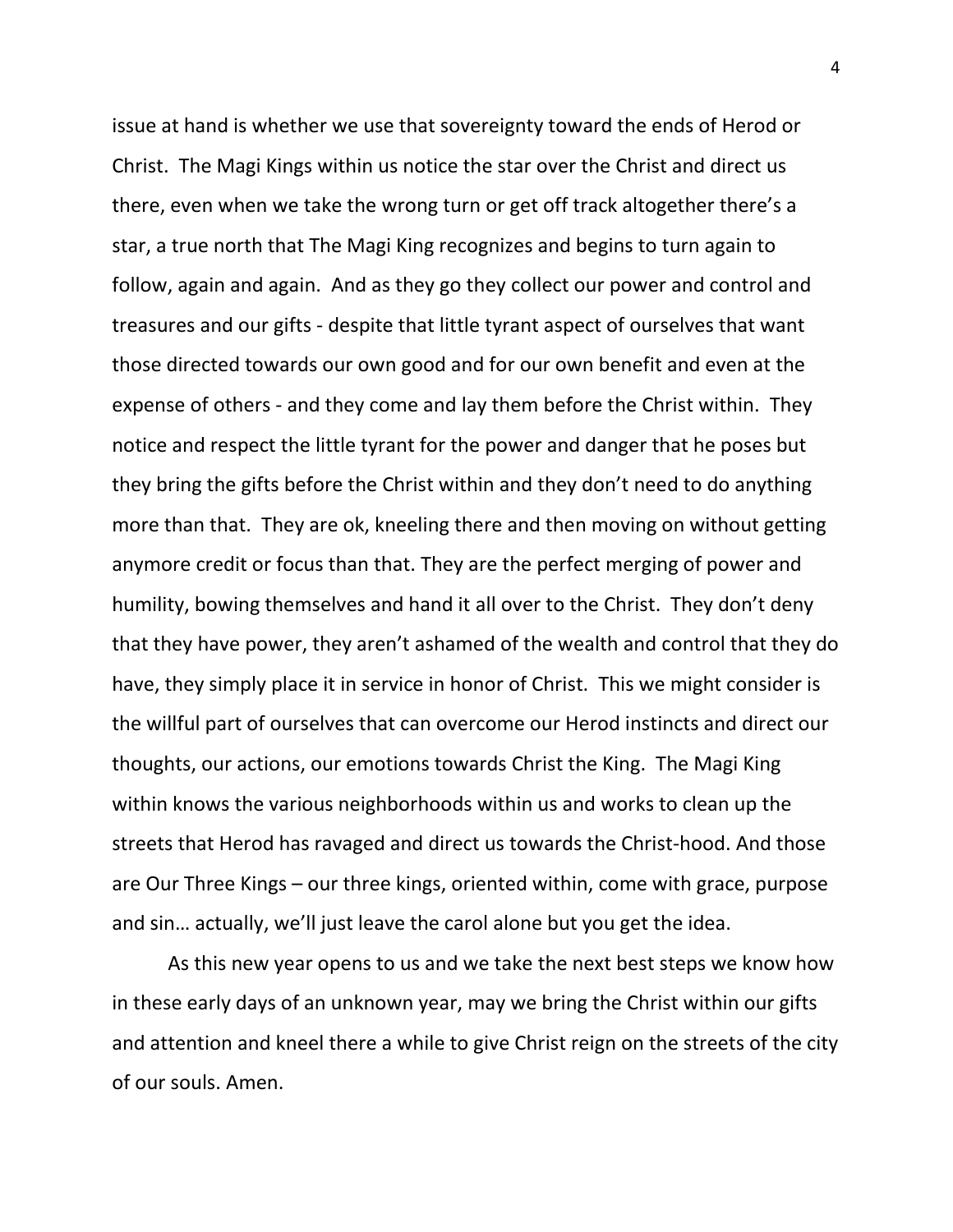issue at hand is whether we use that sovereignty toward the ends of Herod or Christ. The Magi Kings within us notice the star over the Christ and direct us there, even when we take the wrong turn or get off track altogether there's a star, a true north that The Magi King recognizes and begins to turn again to follow, again and again. And as they go they collect our power and control and treasures and our gifts - despite that little tyrant aspect of ourselves that want those directed towards our own good and for our own benefit and even at the expense of others - and they come and lay them before the Christ within. They notice and respect the little tyrant for the power and danger that he poses but they bring the gifts before the Christ within and they don't need to do anything more than that. They are ok, kneeling there and then moving on without getting anymore credit or focus than that. They are the perfect merging of power and humility, bowing themselves and hand it all over to the Christ. They don't deny that they have power, they aren't ashamed of the wealth and control that they do have, they simply place it in service in honor of Christ. This we might consider is the willful part of ourselves that can overcome our Herod instincts and direct our thoughts, our actions, our emotions towards Christ the King. The Magi King within knows the various neighborhoods within us and works to clean up the streets that Herod has ravaged and direct us towards the Christ-hood. And those are Our Three Kings – our three kings, oriented within, come with grace, purpose and sin… actually, we'll just leave the carol alone but you get the idea.

As this new year opens to us and we take the next best steps we know how in these early days of an unknown year, may we bring the Christ within our gifts and attention and kneel there a while to give Christ reign on the streets of the city of our souls. Amen.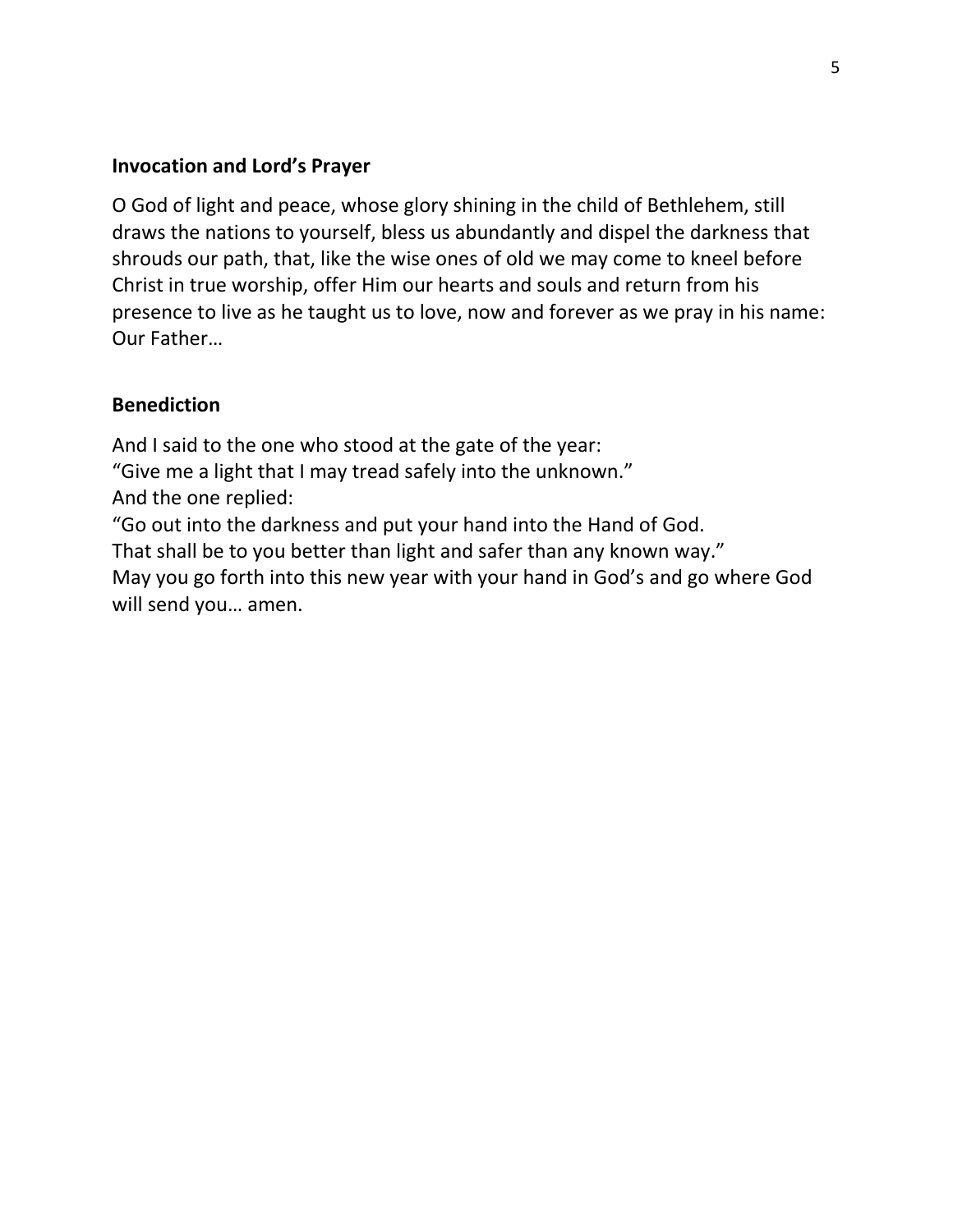**Invocation and Lord's Prayer**

O God of light and peace, whose glory shining in the child of Bethlehem, still draws the nations to yourself, bless us abundantly and dispel the darkness that shrouds our path, that, like the wise ones of old we may come to kneel before Christ in true worship, offer Him our hearts and souls and return from his presence to live as he taught us to love, now and forever as we pray in his name: Our Father…

**Benediction**

And I said to the one who stood at the gate of the year:
"Give me a light that I may tread safely into the unknown."
And the one replied:
"Go out into the darkness and put your hand into the Hand of God.
That shall be to you better than light and safer than any known way."
May you go forth into this new year with your hand in God's and go where God will send you… amen.